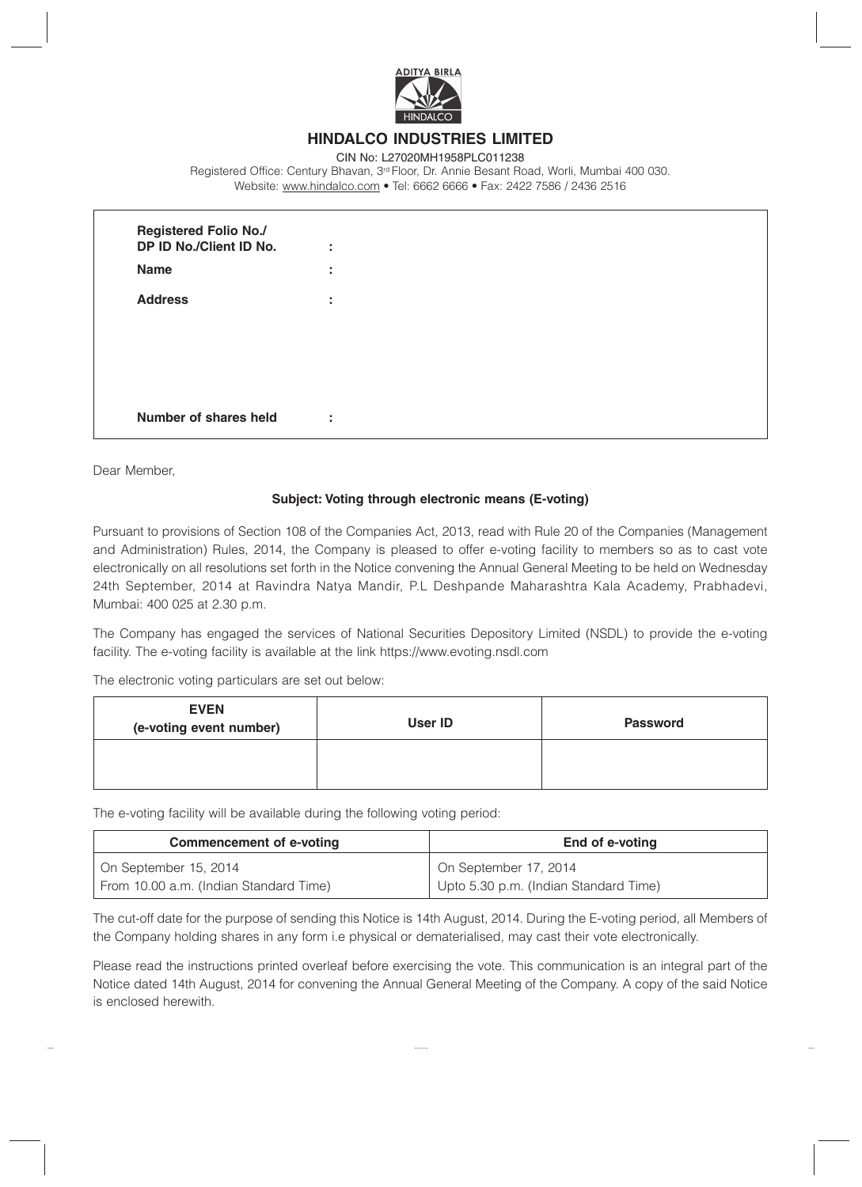ADITYA BIRLA

HINDALCO

# HINDALCO INDUSTRIES LIMITED

CIN No: L27020MH1958PLC011238

Registered Office: Century Bhavan, 3rd Floor, Dr. Annie Besant Road, Worli, Mumbai 400 030.

Website: www.hindalco.com • Tel: 6662 6666 • Fax: 2422 7586 / 2436 2516

| | |
|---|---|
| **Registered Folio No./ DP ID No./Client ID No.** | : |
| **Name** | : |
| **Address** | : |
| **Number of shares held** | : |

Dear Member,

**Subject: Voting through electronic means (E-voting)**

Pursuant to provisions of Section 108 of the Companies Act, 2013, read with Rule 20 of the Companies (Management and Administration) Rules, 2014, the Company is pleased to offer e-voting facility to members so as to cast vote electronically on all resolutions set forth in the Notice convening the Annual General Meeting to be held on Wednesday 24th September, 2014 at Ravindra Natya Mandir, P.L Deshpande Maharashtra Kala Academy, Prabhadevi, Mumbai: 400 025 at 2.30 p.m.

The Company has engaged the services of National Securities Depository Limited (NSDL) to provide the e-voting facility. The e-voting facility is available at the link https://www.evoting.nsdl.com

The electronic voting particulars are set out below:

| EVEN (e-voting event number) | User ID | Password |
|---|---|---|
| | | |

The e-voting facility will be available during the following voting period:

| Commencement of e-voting | End of e-voting |
|---|---|
| On September 15, 2014<br>From 10.00 a.m. (Indian Standard Time) | On September 17, 2014<br>Upto 5.30 p.m. (Indian Standard Time) |

The cut-off date for the purpose of sending this Notice is 14th August, 2014. During the E-voting period, all Members of the Company holding shares in any form i.e physical or dematerialised, may cast their vote electronically.

Please read the instructions printed overleaf before exercising the vote. This communication is an integral part of the Notice dated 14th August, 2014 for convening the Annual General Meeting of the Company. A copy of the said Notice is enclosed herewith.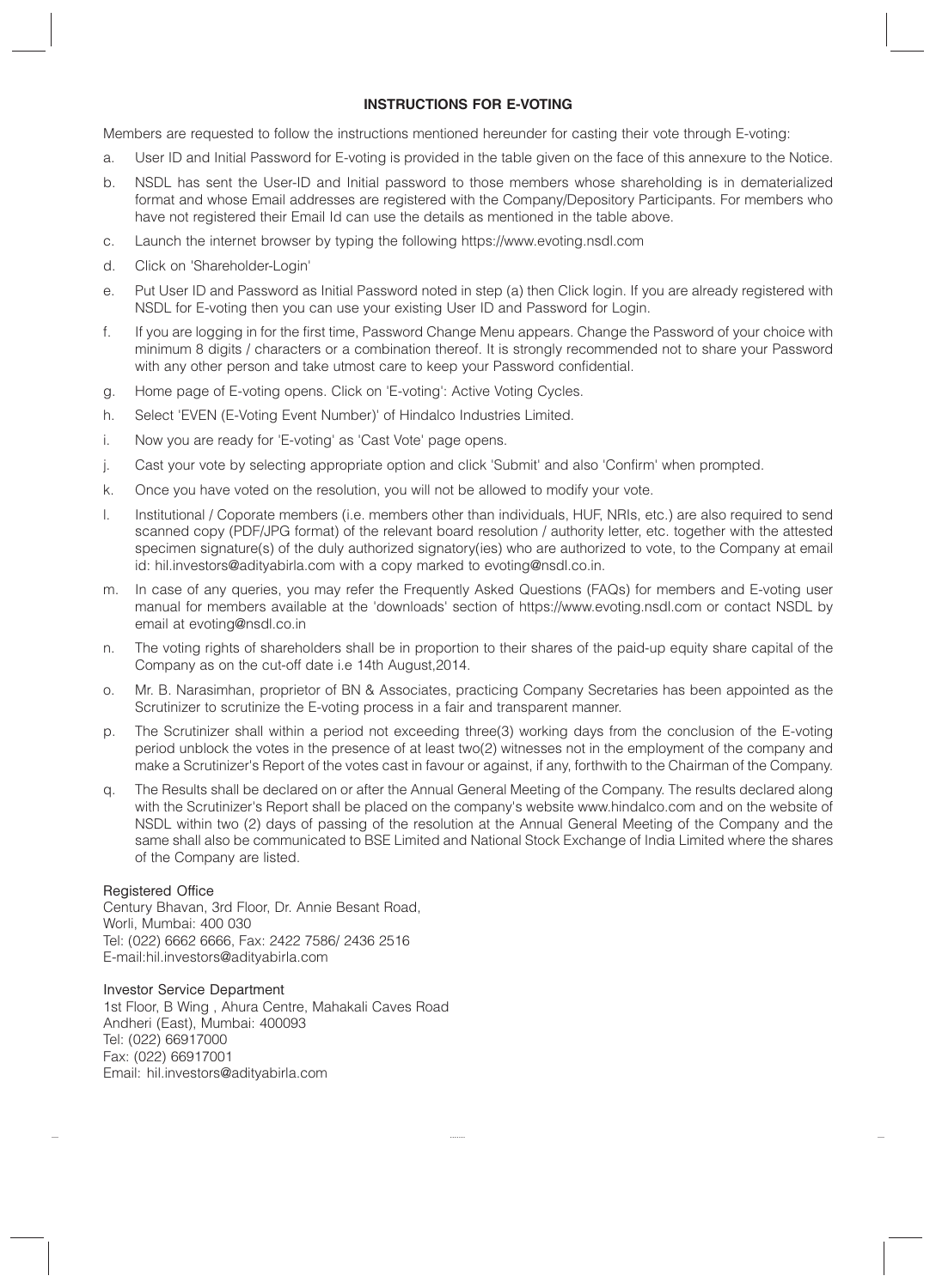## INSTRUCTIONS FOR E-VOTING

Members are requested to follow the instructions mentioned hereunder for casting their vote through E-voting:

a. User ID and Initial Password for E-voting is provided in the table given on the face of this annexure to the Notice.

b. NSDL has sent the User-ID and Initial password to those members whose shareholding is in dematerialized format and whose Email addresses are registered with the Company/Depository Participants. For members who have not registered their Email Id can use the details as mentioned in the table above.

c. Launch the internet browser by typing the following https://www.evoting.nsdl.com

d. Click on 'Shareholder-Login'

e. Put User ID and Password as Initial Password noted in step (a) then Click login. If you are already registered with NSDL for E-voting then you can use your existing User ID and Password for Login.

f. If you are logging in for the first time, Password Change Menu appears. Change the Password of your choice with minimum 8 digits / characters or a combination thereof. It is strongly recommended not to share your Password with any other person and take utmost care to keep your Password confidential.

g. Home page of E-voting opens. Click on 'E-voting': Active Voting Cycles.

h. Select 'EVEN (E-Voting Event Number)' of Hindalco Industries Limited.

i. Now you are ready for 'E-voting' as 'Cast Vote' page opens.

j. Cast your vote by selecting appropriate option and click 'Submit' and also 'Confirm' when prompted.

k. Once you have voted on the resolution, you will not be allowed to modify your vote.

l. Institutional / Coporate members (i.e. members other than individuals, HUF, NRIs, etc.) are also required to send scanned copy (PDF/JPG format) of the relevant board resolution / authority letter, etc. together with the attested specimen signature(s) of the duly authorized signatory(ies) who are authorized to vote, to the Company at email id: hil.investors@adityabirla.com with a copy marked to evoting@nsdl.co.in.

m. In case of any queries, you may refer the Frequently Asked Questions (FAQs) for members and E-voting user manual for members available at the 'downloads' section of https://www.evoting.nsdl.com or contact NSDL by email at evoting@nsdl.co.in

n. The voting rights of shareholders shall be in proportion to their shares of the paid-up equity share capital of the Company as on the cut-off date i.e 14th August,2014.

o. Mr. B. Narasimhan, proprietor of BN & Associates, practicing Company Secretaries has been appointed as the Scrutinizer to scrutinize the E-voting process in a fair and transparent manner.

p. The Scrutinizer shall within a period not exceeding three(3) working days from the conclusion of the E-voting period unblock the votes in the presence of at least two(2) witnesses not in the employment of the company and make a Scrutinizer's Report of the votes cast in favour or against, if any, forthwith to the Chairman of the Company.

q. The Results shall be declared on or after the Annual General Meeting of the Company. The results declared along with the Scrutinizer's Report shall be placed on the company's website www.hindalco.com and on the website of NSDL within two (2) days of passing of the resolution at the Annual General Meeting of the Company and the same shall also be communicated to BSE Limited and National Stock Exchange of India Limited where the shares of the Company are listed.

Registered Office
Century Bhavan, 3rd Floor, Dr. Annie Besant Road,
Worli, Mumbai: 400 030
Tel: (022) 6662 6666, Fax: 2422 7586/ 2436 2516
E-mail:hil.investors@adityabirla.com

Investor Service Department
1st Floor, B Wing , Ahura Centre, Mahakali Caves Road
Andheri (East), Mumbai: 400093
Tel: (022) 66917000
Fax: (022) 66917001
Email: hil.investors@adityabirla.com